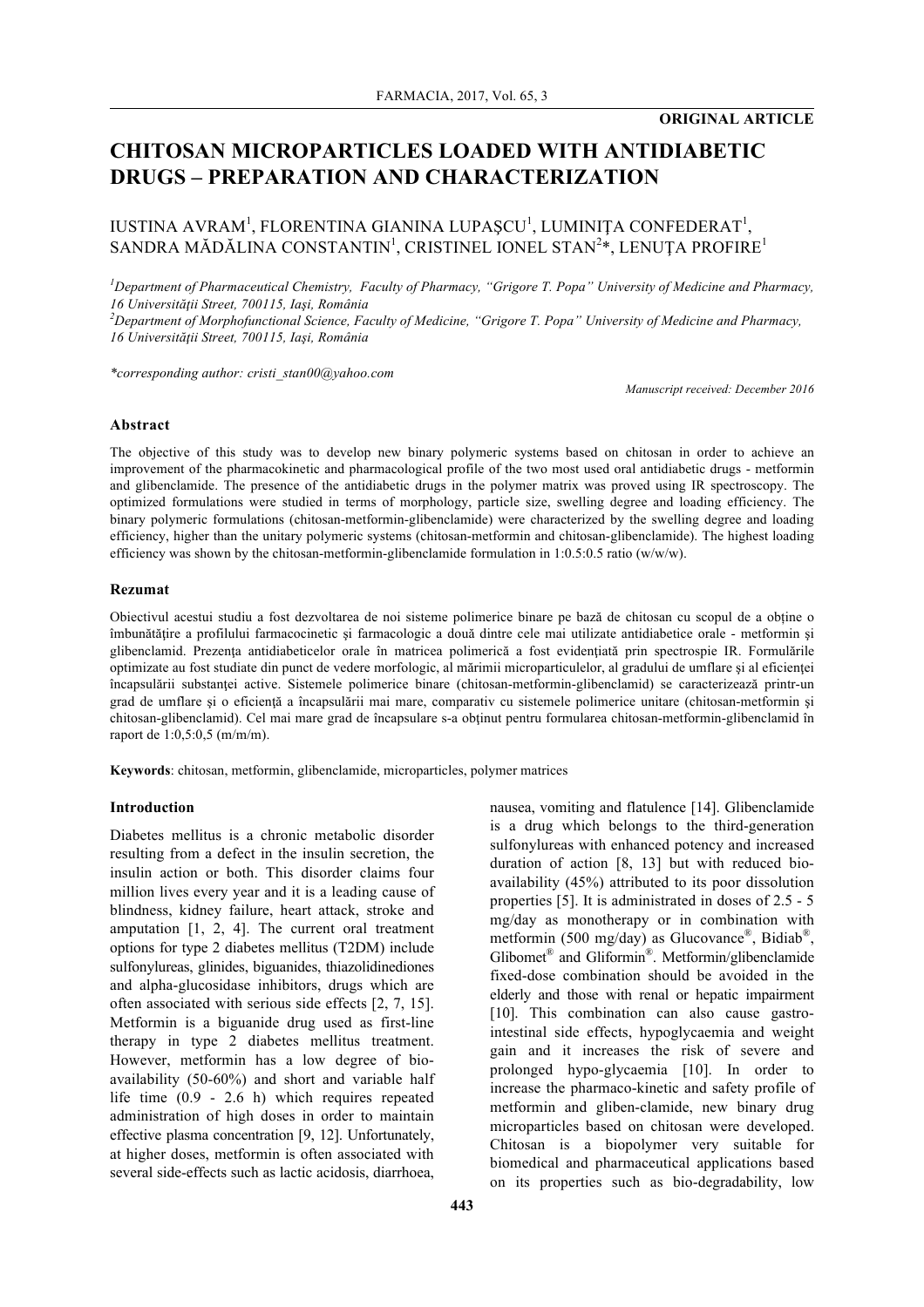**ORIGINAL ARTICLE**

# CHITOSAN MICROPARTICLES LOADED WITH ANTIDIABETIC DRUGS – PREPARATION AND CHARACTERIZATION

IUSTINA AVRAM[1], FLORENTINA GIANINA LUPAŞCU[1], LUMINIŢA CONFEDERAT[1], SANDRA MĂDĂLINA CONSTANTIN[1], CRISTINEL IONEL STAN[2]*, LENUŢA PROFIRE[1]

*[1]Department of Pharmaceutical Chemistry, Faculty of Pharmacy, "Grigore T. Popa" University of Medicine and Pharmacy, 16 Universităţii Street, 700115, Iaşi, România*

*[2]Department of Morphofunctional Science, Faculty of Medicine, "Grigore T. Popa" University of Medicine and Pharmacy, 16 Universităţii Street, 700115, Iaşi, România*

*\*corresponding author: cristi_stan00@yahoo.com*

*Manuscript received: December 2016*

### Abstract

The objective of this study was to develop new binary polymeric systems based on chitosan in order to achieve an improvement of the pharmacokinetic and pharmacological profile of the two most used oral antidiabetic drugs - metformin and glibenclamide. The presence of the antidiabetic drugs in the polymer matrix was proved using IR spectroscopy. The optimized formulations were studied in terms of morphology, particle size, swelling degree and loading efficiency. The binary polymeric formulations (chitosan-metformin-glibenclamide) were characterized by the swelling degree and loading efficiency, higher than the unitary polymeric systems (chitosan-metformin and chitosan-glibenclamide). The highest loading efficiency was shown by the chitosan-metformin-glibenclamide formulation in 1:0.5:0.5 ratio (w/w/w).

### Rezumat

Obiectivul acestui studiu a fost dezvoltarea de noi sisteme polimerice binare pe bază de chitosan cu scopul de a obţine o îmbunătăţire a profilului farmacocinetic şi farmacologic a două dintre cele mai utilizate antidiabetice orale - metformin şi glibenclamid. Prezenţa antidiabeticelor orale în matricea polimerică a fost evidenţiată prin spectrospie IR. Formulările optimizate au fost studiate din punct de vedere morfologic, al mărimii microparticulelor, al gradului de umflare şi al eficienţei încapsulării substanţei active. Sistemele polimerice binare (chitosan-metformin-glibenclamid) se caracterizează printr-un grad de umflare şi o eficienţă a încapsulării mai mare, comparativ cu sistemele polimerice unitare (chitosan-metformin şi chitosan-glibenclamid). Cel mai mare grad de încapsulare s-a obţinut pentru formularea chitosan-metformin-glibenclamid în raport de 1:0,5:0,5 (m/m/m).

**Keywords**: chitosan, metformin, glibenclamide, microparticles, polymer matrices

### Introduction

Diabetes mellitus is a chronic metabolic disorder resulting from a defect in the insulin secretion, the insulin action or both. This disorder claims four million lives every year and it is a leading cause of blindness, kidney failure, heart attack, stroke and amputation [1, 2, 4]. The current oral treatment options for type 2 diabetes mellitus (T2DM) include sulfonylureas, glinides, biguanides, thiazolidinediones and alpha-glucosidase inhibitors, drugs which are often associated with serious side effects [2, 7, 15]. Metformin is a biguanide drug used as first-line therapy in type 2 diabetes mellitus treatment. However, metformin has a low degree of bio-availability (50-60%) and short and variable half life time (0.9 - 2.6 h) which requires repeated administration of high doses in order to maintain effective plasma concentration [9, 12]. Unfortunately, at higher doses, metformin is often associated with several side-effects such as lactic acidosis, diarrhoea, nausea, vomiting and flatulence [14]. Glibenclamide is a drug which belongs to the third-generation sulfonylureas with enhanced potency and increased duration of action [8, 13] but with reduced bio-availability (45%) attributed to its poor dissolution properties [5]. It is administrated in doses of 2.5 - 5 mg/day as monotherapy or in combination with metformin (500 mg/day) as Glucovance®, Bidiab®, Glibomet® and Gliformin®. Metformin/glibenclamide fixed-dose combination should be avoided in the elderly and those with renal or hepatic impairment [10]. This combination can also cause gastro-intestinal side effects, hypoglycaemia and weight gain and it increases the risk of severe and prolonged hypo-glycaemia [10]. In order to increase the pharmaco-kinetic and safety profile of metformin and gliben-clamide, new binary drug microparticles based on chitosan were developed. Chitosan is a biopolymer very suitable for biomedical and pharmaceutical applications based on its properties such as bio-degradability, low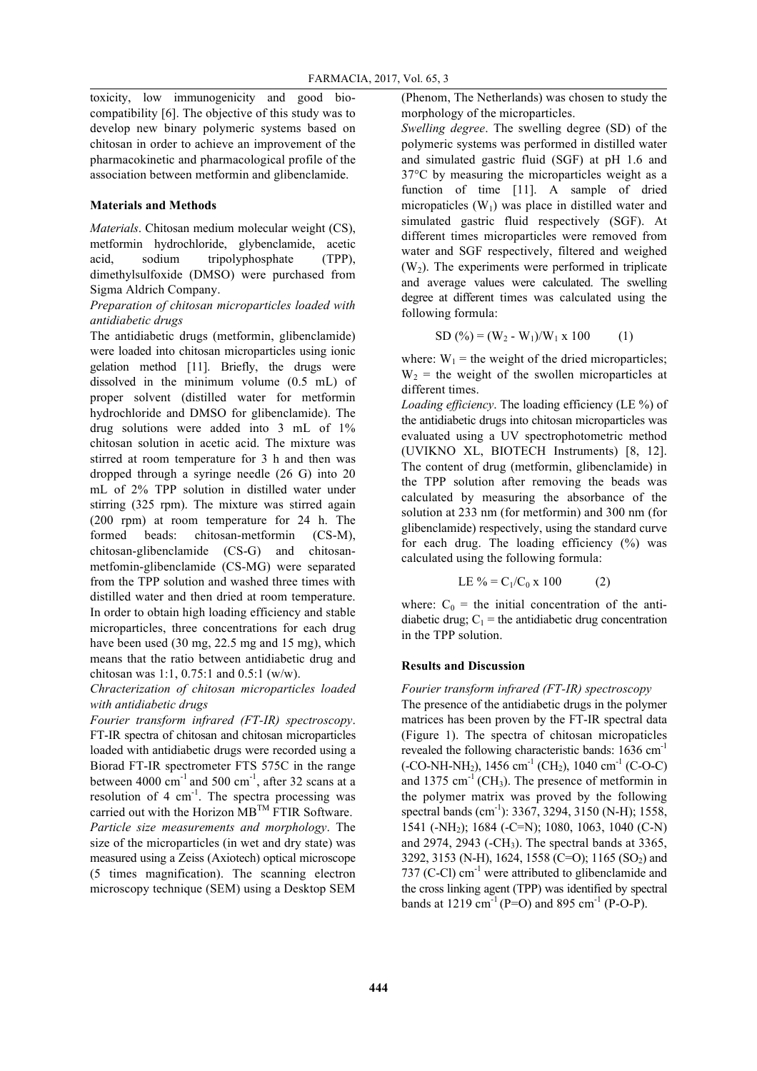toxicity, low immunogenicity and good biocompatibility [6]. The objective of this study was to develop new binary polymeric systems based on chitosan in order to achieve an improvement of the pharmacokinetic and pharmacological profile of the association between metformin and glibenclamide.

## Materials and Methods

*Materials*. Chitosan medium molecular weight (CS), metformin hydrochloride, glybenclamide, acetic acid, sodium tripolyphosphate (TPP), dimethylsulfoxide (DMSO) were purchased from Sigma Aldrich Company.

*Preparation of chitosan microparticles loaded with antidiabetic drugs*

The antidiabetic drugs (metformin, glibenclamide) were loaded into chitosan microparticles using ionic gelation method [11]. Briefly, the drugs were dissolved in the minimum volume (0.5 mL) of proper solvent (distilled water for metformin hydrochloride and DMSO for glibenclamide). The drug solutions were added into 3 mL of 1% chitosan solution in acetic acid. The mixture was stirred at room temperature for 3 h and then was dropped through a syringe needle (26 G) into 20 mL of 2% TPP solution in distilled water under stirring (325 rpm). The mixture was stirred again (200 rpm) at room temperature for 24 h. The formed beads: chitosan-metformin (CS-M), chitosan-glibenclamide (CS-G) and chitosan-metfomin-glibenclamide (CS-MG) were separated from the TPP solution and washed three times with distilled water and then dried at room temperature. In order to obtain high loading efficiency and stable microparticles, three concentrations for each drug have been used (30 mg, 22.5 mg and 15 mg), which means that the ratio between antidiabetic drug and chitosan was 1:1, 0.75:1 and 0.5:1 (w/w).

*Chracterization of chitosan microparticles loaded with antidiabetic drugs*

*Fourier transform infrared (FT-IR) spectroscopy*. FT-IR spectra of chitosan and chitosan microparticles loaded with antidiabetic drugs were recorded using a Biorad FT-IR spectrometer FTS 575C in the range between 4000 $cm^{-1}$ and 500 $cm^{-1}$, after 32 scans at a resolution of 4 $cm^{-1}$. The spectra processing was carried out with the Horizon MB$^{TM}$ FTIR Software.

*Particle size measurements and morphology*. The size of the microparticles (in wet and dry state) was measured using a Zeiss (Axiotech) optical microscope (5 times magnification). The scanning electron microscopy technique (SEM) using a Desktop SEM (Phenom, The Netherlands) was chosen to study the morphology of the microparticles.

*Swelling degree*. The swelling degree (SD) of the polymeric systems was performed in distilled water and simulated gastric fluid (SGF) at pH 1.6 and 37°C by measuring the microparticles weight as a function of time [11]. A sample of dried micropaticles ($W_1$) was place in distilled water and simulated gastric fluid respectively (SGF). At different times microparticles were removed from water and SGF respectively, filtered and weighed ($W_2$). The experiments were performed in triplicate and average values were calculated. The swelling degree at different times was calculated using the following formula:

$$SD\ (\%) = (W_2 - W_1)/W_1 \times 100 \qquad (1)$$

where: $W_1$ = the weight of the dried microparticles; $W_2$ = the weight of the swollen microparticles at different times.

*Loading efficiency*. The loading efficiency (LE %) of the antidiabetic drugs into chitosan microparticles was evaluated using a UV spectrophotometric method (UVIKNO XL, BIOTECH Instruments) [8, 12]. The content of drug (metformin, glibenclamide) in the TPP solution after removing the beads was calculated by measuring the absorbance of the solution at 233 nm (for metformin) and 300 nm (for glibenclamide) respectively, using the standard curve for each drug. The loading efficiency (%) was calculated using the following formula:

$$LE\ \% = C_1/C_0 \times 100 \qquad (2)$$

where: $C_0$ = the initial concentration of the antidiabetic drug; $C_1$ = the antidiabetic drug concentration in the TPP solution.

## Results and Discussion

*Fourier transform infrared (FT-IR) spectroscopy*

The presence of the antidiabetic drugs in the polymer matrices has been proven by the FT-IR spectral data (Figure 1). The spectra of chitosan micropaticles revealed the following characteristic bands: 1636 $cm^{-1}$ ($-CO-NH-NH_2$), 1456 $cm^{-1}$ ($CH_2$), 1040 $cm^{-1}$ (C-O-C) and 1375 $cm^{-1}$ ($CH_3$). The presence of metformin in the polymer matrix was proved by the following spectral bands ($cm^{-1}$): 3367, 3294, 3150 (N-H); 1558, 1541 ($-NH_2$); 1684 (-C=N); 1080, 1063, 1040 (C-N) and 2974, 2943 ($-CH_3$). The spectral bands at 3365, 3292, 3153 (N-H), 1624, 1558 (C=O); 1165 ($SO_2$) and 737 (C-Cl) $cm^{-1}$ were attributed to glibenclamide and the cross linking agent (TPP) was identified by spectral bands at 1219 $cm^{-1}$ (P=O) and 895 $cm^{-1}$ (P-O-P).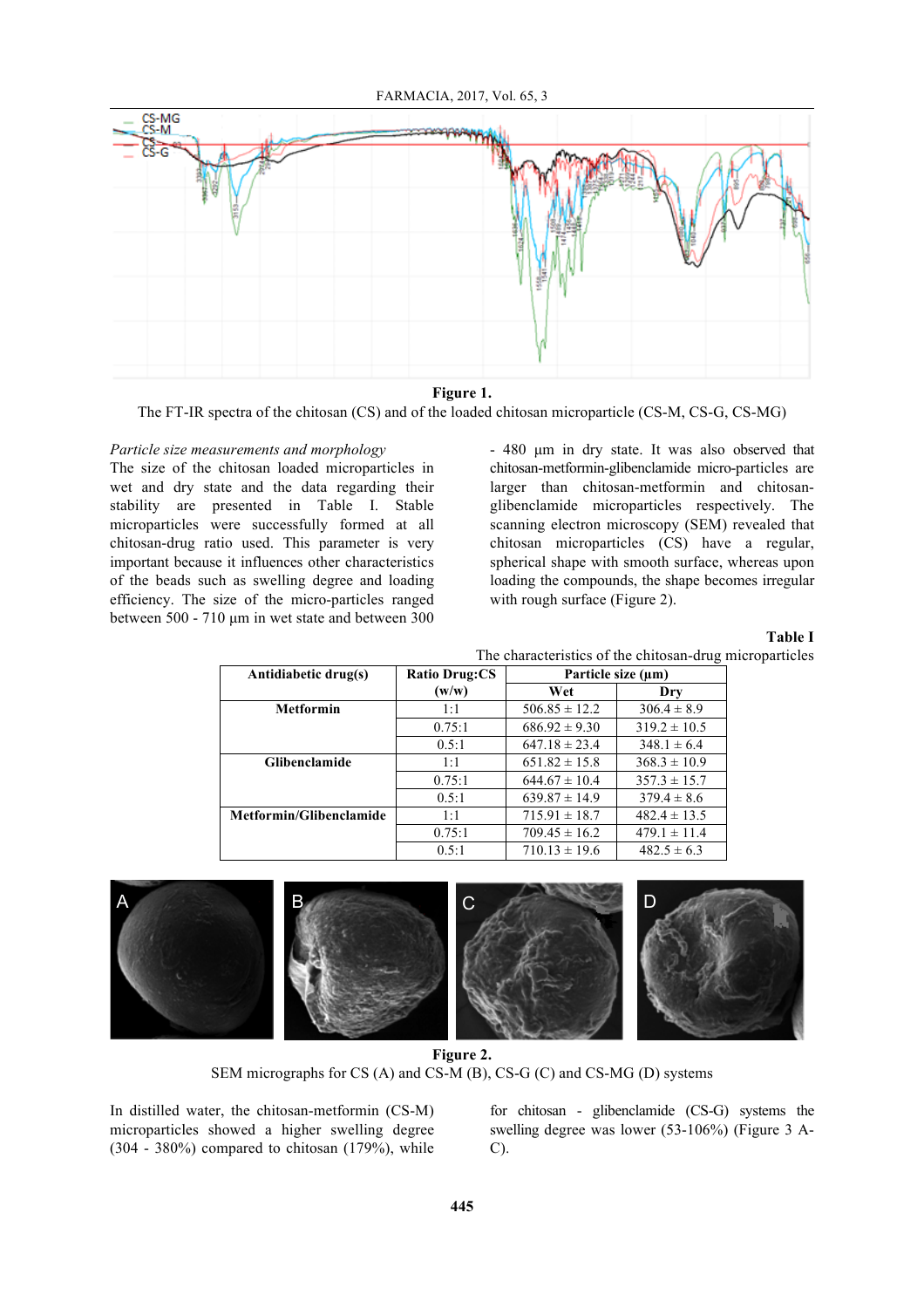**Figure 1.**
The FT-IR spectra of the chitosan (CS) and of the loaded chitosan microparticle (CS-M, CS-G, CS-MG)

*Particle size measurements and morphology*
The size of the chitosan loaded microparticles in wet and dry state and the data regarding their stability are presented in Table I. Stable microparticles were successfully formed at all chitosan-drug ratio used. This parameter is very important because it influences other characteristics of the beads such as swelling degree and loading efficiency. The size of the micro-particles ranged between 500 - 710 μm in wet state and between 300 - 480 μm in dry state. It was also observed that chitosan-metformin-glibenclamide micro-particles are larger than chitosan-metformin and chitosan-glibenclamide microparticles respectively. The scanning electron microscopy (SEM) revealed that chitosan microparticles (CS) have a regular, spherical shape with smooth surface, whereas upon loading the compounds, the shape becomes irregular with rough surface (Figure 2).

**Table I**
The characteristics of the chitosan-drug microparticles

| Antidiabetic drug(s) | Ratio Drug:CS (w/w) | Particle size (μm) | |
|---|---|---|---|
| | | Wet | Dry |
| **Metformin** | 1:1 | 506.85 ± 12.2 | 306.4 ± 8.9 |
| | 0.75:1 | 686.92 ± 9.30 | 319.2 ± 10.5 |
| | 0.5:1 | 647.18 ± 23.4 | 348.1 ± 6.4 |
| **Glibenclamide** | 1:1 | 651.82 ± 15.8 | 368.3 ± 10.9 |
| | 0.75:1 | 644.67 ± 10.4 | 357.3 ± 15.7 |
| | 0.5:1 | 639.87 ± 14.9 | 379.4 ± 8.6 |
| **Metformin/Glibenclamide** | 1:1 | 715.91 ± 18.7 | 482.4 ± 13.5 |
| | 0.75:1 | 709.45 ± 16.2 | 479.1 ± 11.4 |
| | 0.5:1 | 710.13 ± 19.6 | 482.5 ± 6.3 |

**Figure 2.**
SEM micrographs for CS (A) and CS-M (B), CS-G (C) and CS-MG (D) systems

In distilled water, the chitosan-metformin (CS-M) microparticles showed a higher swelling degree (304 - 380%) compared to chitosan (179%), while for chitosan - glibenclamide (CS-G) systems the swelling degree was lower (53-106%) (Figure 3 A-C).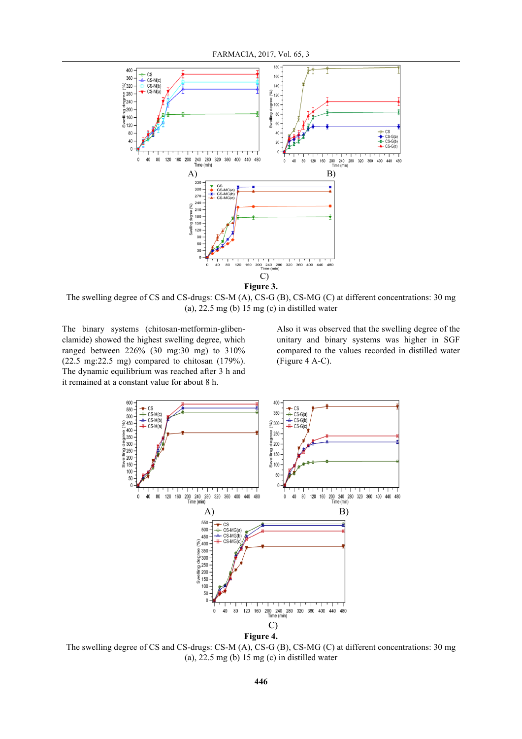A)

B)

C)

**Figure 3.**

The swelling degree of CS and CS-drugs: CS-M (A), CS-G (B), CS-MG (C) at different concentrations: 30 mg (a), 22.5 mg (b) 15 mg (c) in distilled water

The binary systems (chitosan-metformin-glibenclamide) showed the highest swelling degree, which ranged between 226% (30 mg:30 mg) to 310% (22.5 mg:22.5 mg) compared to chitosan (179%). The dynamic equilibrium was reached after 3 h and it remained at a constant value for about 8 h.

Also it was observed that the swelling degree of the unitary and binary systems was higher in SGF compared to the values recorded in distilled water (Figure 4 A-C).

A)

B)

C)

**Figure 4.**

The swelling degree of CS and CS-drugs: CS-M (A), CS-G (B), CS-MG (C) at different concentrations: 30 mg (a), 22.5 mg (b) 15 mg (c) in distilled water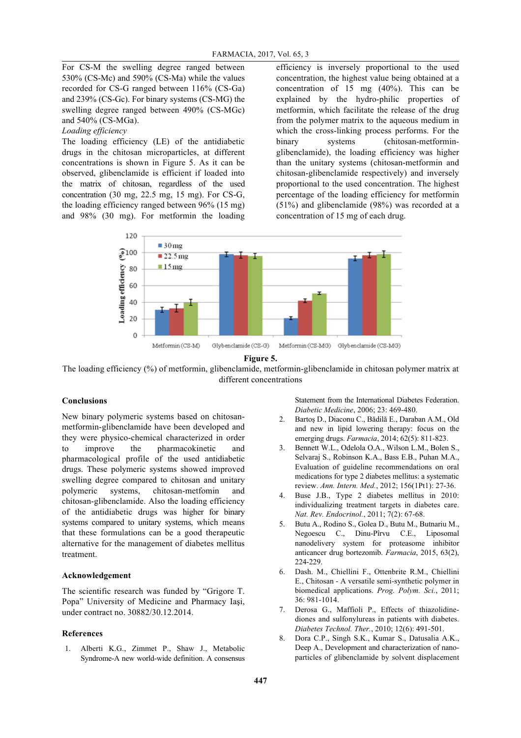For CS-M the swelling degree ranged between 530% (CS-Mc) and 590% (CS-Ma) while the values recorded for CS-G ranged between 116% (CS-Ga) and 239% (CS-Gc). For binary systems (CS-MG) the swelling degree ranged between 490% (CS-MGc) and 540% (CS-MGa).

*Loading efficiency*

The loading efficiency (LE) of the antidiabetic drugs in the chitosan microparticles, at different concentrations is shown in Figure 5. As it can be observed, glibenclamide is efficient if loaded into the matrix of chitosan, regardless of the used concentration (30 mg, 22.5 mg, 15 mg). For CS-G, the loading efficiency ranged between 96% (15 mg) and 98% (30 mg). For metformin the loading efficiency is inversely proportional to the used concentration, the highest value being obtained at a concentration of 15 mg (40%). This can be explained by the hydro-philic properties of metformin, which facilitate the release of the drug from the polymer matrix to the aqueous medium in which the cross-linking process performs. For the binary systems (chitosan-metformin-glibenclamide), the loading efficiency was higher than the unitary systems (chitosan-metformin and chitosan-glibenclamide respectively) and inversely proportional to the used concentration. The highest percentage of the loading efficiency for metformin (51%) and glibenclamide (98%) was recorded at a concentration of 15 mg of each drug.

**Figure 5.**

The loading efficiency (%) of metformin, glibenclamide, metformin-glibenclamide in chitosan polymer matrix at different concentrations

## Conclusions

New binary polymeric systems based on chitosan-metformin-glibenclamide have been developed and they were physico-chemical characterized in order to improve the pharmacokinetic and pharmacological profile of the used antidiabetic drugs. These polymeric systems showed improved swelling degree compared to chitosan and unitary polymeric systems, chitosan-metfomin and chitosan-glibenclamide. Also the loading efficiency of the antidiabetic drugs was higher for binary systems compared to unitary systems, which means that these formulations can be a good therapeutic alternative for the management of diabetes mellitus treatment.

## Acknowledgement

The scientific research was funded by "Grigore T. Popa" University of Medicine and Pharmacy Iaşi, under contract no. 30882/30.12.2014.

## References

1. Alberti K.G., Zimmet P., Shaw J., Metabolic Syndrome-A new world-wide definition. A consensus Statement from the International Diabetes Federation. *Diabetic Medicine*, 2006; 23: 469-480.
2. Bartoş D., Diaconu C., Bădilă E., Daraban A.M., Old and new in lipid lowering therapy: focus on the emerging drugs. *Farmacia*, 2014; 62(5): 811-823.
3. Bennett W.L., Odelola O.A., Wilson L.M., Bolen S., Selvaraj S., Robinson K.A., Bass E.B., Puhan M.A., Evaluation of guideline recommendations on oral medications for type 2 diabetes mellitus: a systematic review. *Ann. Intern. Med.*, 2012; 156(1Pt1): 27-36.
4. Buse J.B., Type 2 diabetes mellitus in 2010: individualizing treatment targets in diabetes care. *Nat. Rev. Endocrinol.*, 2011; 7(2): 67-68.
5. Butu A., Rodino S., Golea D., Butu M., Butnariu M., Negoescu C., Dinu-Pîrvu C.E., Liposomal nanodelivery system for proteasome inhibitor anticancer drug bortezomib. *Farmacia*, 2015, 63(2), 224-229.
6. Dash. M., Chiellini F., Ottenbrite R.M., Chiellini E., Chitosan - A versatile semi-synthetic polymer in biomedical applications. *Prog. Polym. Sci.*, 2011; 36: 981-1014.
7. Derosa G., Maffioli P., Effects of thiazolidine-diones and sulfonylureas in patients with diabetes. *Diabetes Technol. Ther.*, 2010; 12(6): 491-501.
8. Dora C.P., Singh S.K., Kumar S., Datusalia A.K., Deep A., Development and characterization of nano-particles of glibenclamide by solvent displacement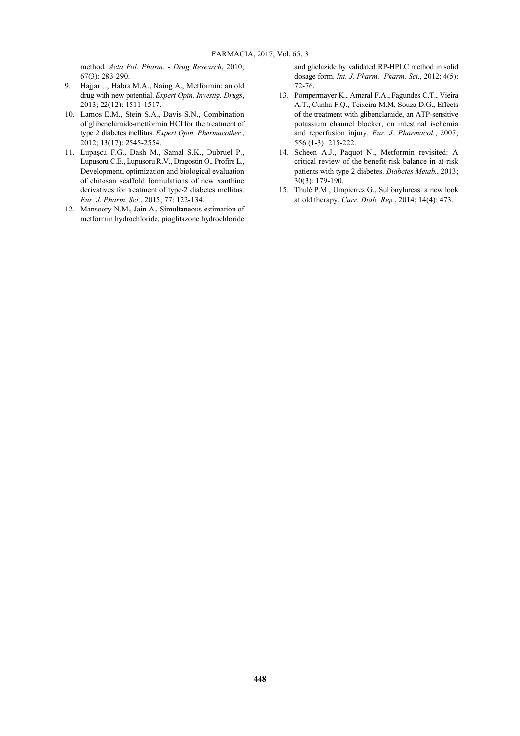method. *Acta Pol. Pharm. - Drug Research*, 2010; 67(3): 283-290.

9. Hajjar J., Habra M.A., Naing A., Metformin: an old drug with new potential. *Expert Opin. Investig. Drugs*, 2013; 22(12): 1511-1517.
10. Lamos E.M., Stein S.A., Davis S.N., Combination of glibenclamide-metformin HCl for the treatment of type 2 diabetes mellitus. *Expert Opin. Pharmacother.*, 2012; 13(17): 2545-2554.
11. Lupașcu F.G., Dash M., Samal S.K., Dubruel P., Lupusoru C.E., Lupusoru R.V., Dragostin O., Profire L., Development, optimization and biological evaluation of chitosan scaffold formulations of new xanthine derivatives for treatment of type-2 diabetes mellitus. *Eur. J. Pharm. Sci.*, 2015; 77: 122-134.
12. Mansoory N.M., Jain A., Simultaneous estimation of metformin hydrochloride, pioglitazone hydrochloride and gliclazide by validated RP-HPLC method in solid dosage form. *Int. J. Pharm. Pharm. Sci.*, 2012; 4(5): 72-76.
13. Pompermayer K., Amaral F.A., Fagundes C.T., Vieira A.T., Cunha F.Q., Teixeira M.M, Souza D.G., Effects of the treatment with glibenclamide, an ATP-sensitive potassium channel blocker, on intestinal ischemia and reperfusion injury. *Eur. J. Pharmacol.*, 2007; 556 (1-3): 215-222.
14. Scheen A.J., Paquot N., Metformin revisited: A critical review of the benefit-risk balance in at-risk patients with type 2 diabetes. *Diabetes Metab.*, 2013; 30(3): 179-190.
15. Thulé P.M., Umpierrez G., Sulfonylureas: a new look at old therapy. *Curr. Diab. Rep.*, 2014; 14(4): 473.